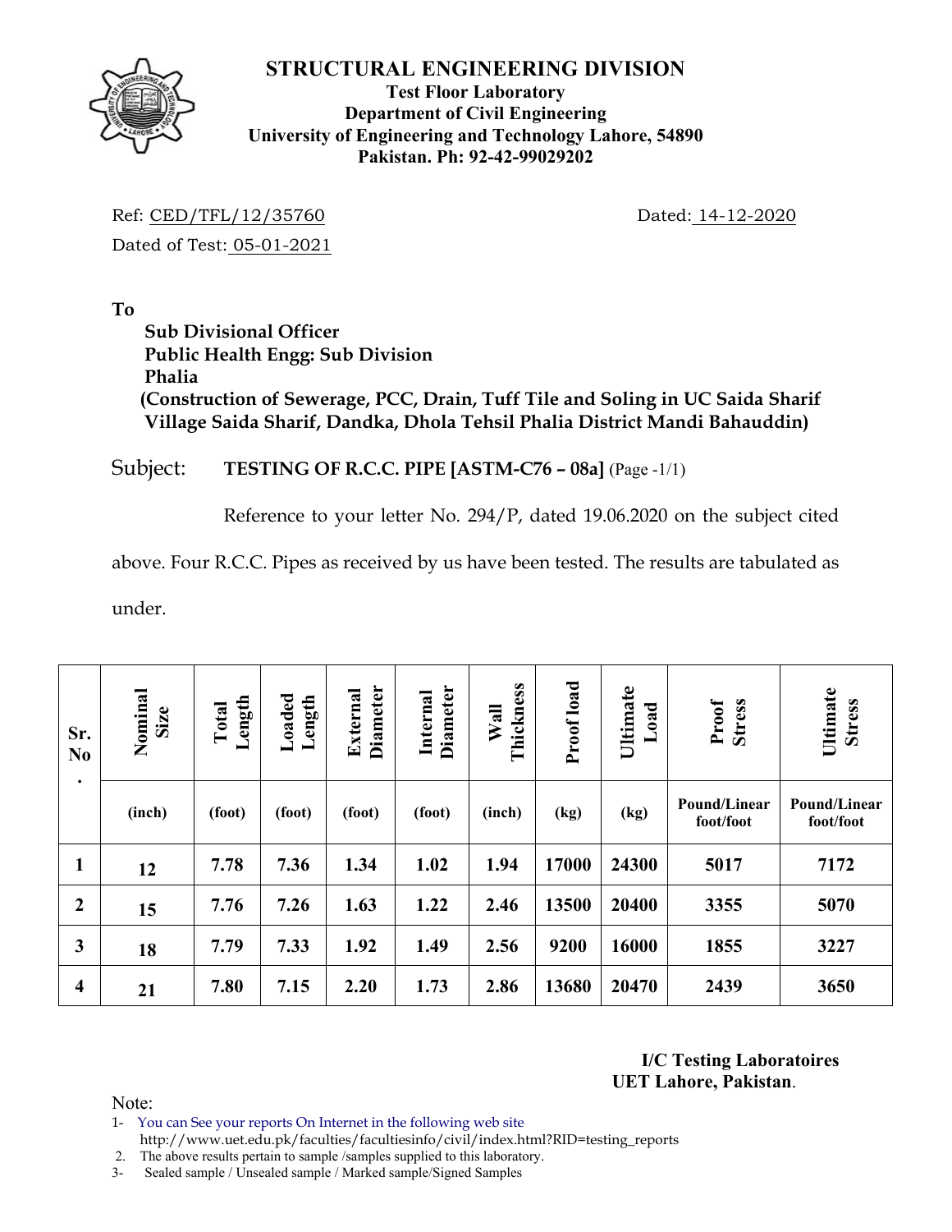# STRUCTURAL ENGINEERING DIVISION

**Test Floor Laboratory**
**Department of Civil Engineering**
**University of Engineering and Technology Lahore, 54890**
**Pakistan. Ph: 92-42-99029202**

Ref: CED/TFL/12/35760 Dated: 14-12-2020

Dated of Test: 05-01-2021

**To**

**Sub Divisional Officer**
**Public Health Engg: Sub Division**
**Phalia**
**(Construction of Sewerage, PCC, Drain, Tuff Tile and Soling in UC Saida Sharif Village Saida Sharif, Dandka, Dhola Tehsil Phalia District Mandi Bahauddin)**

Subject: **TESTING OF R.C.C. PIPE [ASTM-C76 – 08a]** (Page -1/1)

Reference to your letter No. 294/P, dated 19.06.2020 on the subject cited above. Four R.C.C. Pipes as received by us have been tested. The results are tabulated as under.

| Sr. No. | Nominal Size | Total Length | Loaded Length | External Diameter | Internal Diameter | Wall Thickness | Proof load | Ultimate Load | Proof Stress | Ultimate Stress |
|---|---|---|---|---|---|---|---|---|---|---|
| | (inch) | (foot) | (foot) | (foot) | (foot) | (inch) | (kg) | (kg) | Pound/Linear foot/foot | Pound/Linear foot/foot |
| 1 | 12 | 7.78 | 7.36 | 1.34 | 1.02 | 1.94 | 17000 | 24300 | 5017 | 7172 |
| 2 | 15 | 7.76 | 7.26 | 1.63 | 1.22 | 2.46 | 13500 | 20400 | 3355 | 5070 |
| 3 | 18 | 7.79 | 7.33 | 1.92 | 1.49 | 2.56 | 9200 | 16000 | 1855 | 3227 |
| 4 | 21 | 7.80 | 7.15 | 2.20 | 1.73 | 2.86 | 13680 | 20470 | 2439 | 3650 |

**I/C Testing Laboratoires**
**UET Lahore, Pakistan**.

Note:

1- You can See your reports On Internet in the following web site
http://www.uet.edu.pk/faculties/facultiesinfo/civil/index.html?RID=testing_reports
2. The above results pertain to sample /samples supplied to this laboratory.
3- Sealed sample / Unsealed sample / Marked sample/Signed Samples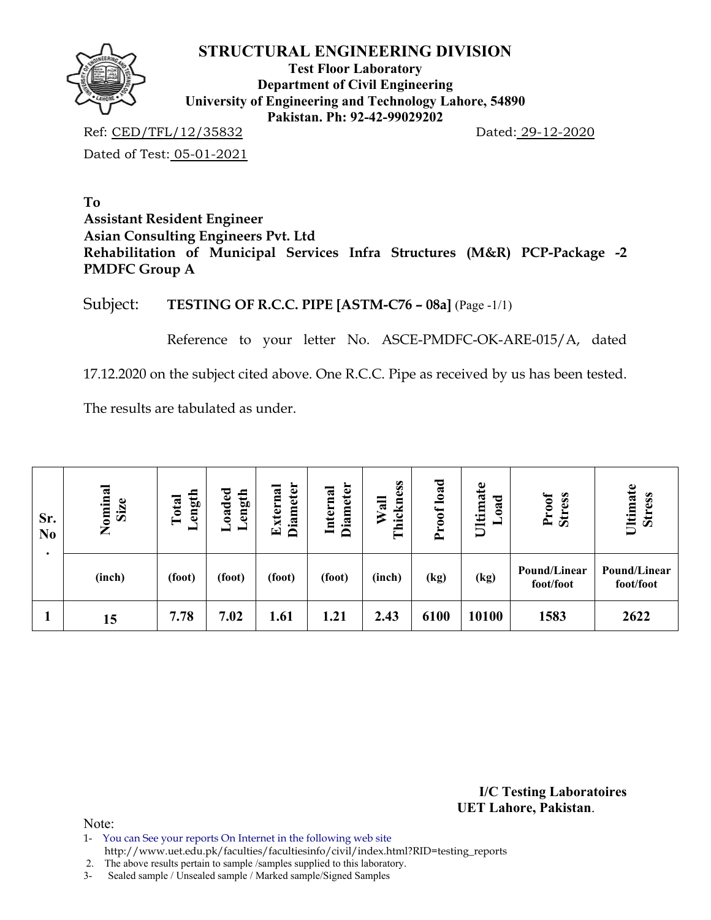# STRUCTURAL ENGINEERING DIVISION

**Test Floor Laboratory**
**Department of Civil Engineering**
**University of Engineering and Technology Lahore, 54890**
**Pakistan. Ph: 92-42-99029202**

Ref: CED/TFL/12/35832 Dated: 29-12-2020

Dated of Test: 05-01-2021

**To**
**Assistant Resident Engineer**
**Asian Consulting Engineers Pvt. Ltd**
**Rehabilitation of Municipal Services Infra Structures (M&R) PCP-Package -2 PMDFC Group A**

Subject: **TESTING OF R.C.C. PIPE [ASTM-C76 – 08a]** (Page -1/1)

Reference to your letter No. ASCE-PMDFC-OK-ARE-015/A, dated 17.12.2020 on the subject cited above. One R.C.C. Pipe as received by us has been tested.

The results are tabulated as under.

| Sr. No. | Nominal Size | Total Length | Loaded Length | External Diameter | Internal Diameter | Wall Thickness | Proof load | Ultimate Load | Proof Stress | Ultimate Stress |
|---|---|---|---|---|---|---|---|---|---|---|
| | (inch) | (foot) | (foot) | (foot) | (foot) | (inch) | (kg) | (kg) | Pound/Linear foot/foot | Pound/Linear foot/foot |
| 1 | 15 | 7.78 | 7.02 | 1.61 | 1.21 | 2.43 | 6100 | 10100 | 1583 | 2622 |

**I/C Testing Laboratoires**
**UET Lahore, Pakistan**.

Note:
1- You can See your reports On Internet in the following web site
http://www.uet.edu.pk/faculties/facultiesinfo/civil/index.html?RID=testing_reports
2. The above results pertain to sample /samples supplied to this laboratory.
3- Sealed sample / Unsealed sample / Marked sample/Signed Samples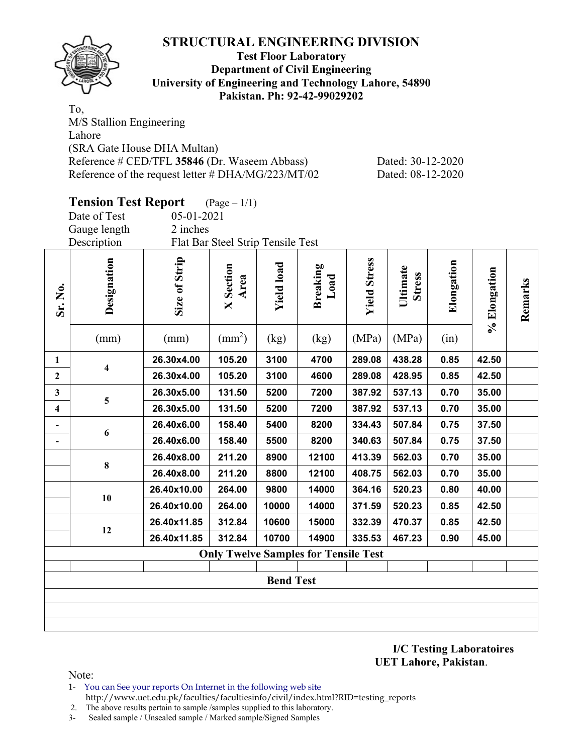# STRUCTURAL ENGINEERING DIVISION

**Test Floor Laboratory**
**Department of Civil Engineering**
**University of Engineering and Technology Lahore, 54890**
**Pakistan. Ph: 92-42-99029202**

To,
M/S Stallion Engineering
Lahore
(SRA Gate House DHA Multan)
Reference # CED/TFL **35846** (Dr. Waseem Abbass) Dated: 30-12-2020
Reference of the request letter # DHA/MG/223/MT/02 Dated: 08-12-2020

## Tension Test Report (Page – 1/1)

Date of Test 05-01-2021
Gauge length 2 inches
Description Flat Bar Steel Strip Tensile Test

| Sr. No. | Designation | Size of Strip | X Section Area | Yield load | Breaking Load | Yield Stress | Ultimate Stress | Elongation | % Elongation | Remarks |
|---|---|---|---|---|---|---|---|---|---|---|
| | (mm) | (mm) | (mm$^2$) | (kg) | (kg) | (MPa) | (MPa) | (in) | | |
| 1 | 4 | 26.30x4.00 | 105.20 | 3100 | 4700 | 289.08 | 438.28 | 0.85 | 42.50 | |
| 2 | | 26.30x4.00 | 105.20 | 3100 | 4600 | 289.08 | 428.95 | 0.85 | 42.50 | |
| 3 | 5 | 26.30x5.00 | 131.50 | 5200 | 7200 | 387.92 | 537.13 | 0.70 | 35.00 | |
| 4 | | 26.30x5.00 | 131.50 | 5200 | 7200 | 387.92 | 537.13 | 0.70 | 35.00 | |
| - | 6 | 26.40x6.00 | 158.40 | 5400 | 8200 | 334.43 | 507.84 | 0.75 | 37.50 | |
| - | | 26.40x6.00 | 158.40 | 5500 | 8200 | 340.63 | 507.84 | 0.75 | 37.50 | |
| | 8 | 26.40x8.00 | 211.20 | 8900 | 12100 | 413.39 | 562.03 | 0.70 | 35.00 | |
| | | 26.40x8.00 | 211.20 | 8800 | 12100 | 408.75 | 562.03 | 0.70 | 35.00 | |
| | 10 | 26.40x10.00 | 264.00 | 9800 | 14000 | 364.16 | 520.23 | 0.80 | 40.00 | |
| | | 26.40x10.00 | 264.00 | 10000 | 14000 | 371.59 | 520.23 | 0.85 | 42.50 | |
| | 12 | 26.40x11.85 | 312.84 | 10600 | 15000 | 332.39 | 470.37 | 0.85 | 42.50 | |
| | | 26.40x11.85 | 312.84 | 10700 | 14900 | 335.53 | 467.23 | 0.90 | 45.00 | |
| **Only Twelve Samples for Tensile Test** | | | | | | | | | | |
| | | | | | | | | | | |
| **Bend Test** | | | | | | | | | | |

**I/C Testing Laboratoires**
**UET Lahore, Pakistan**.

Note:
1- You can See your reports On Internet in the following web site http://www.uet.edu.pk/faculties/facultiesinfo/civil/index.html?RID=testing_reports
2. The above results pertain to sample /samples supplied to this laboratory.
3- Sealed sample / Unsealed sample / Marked sample/Signed Samples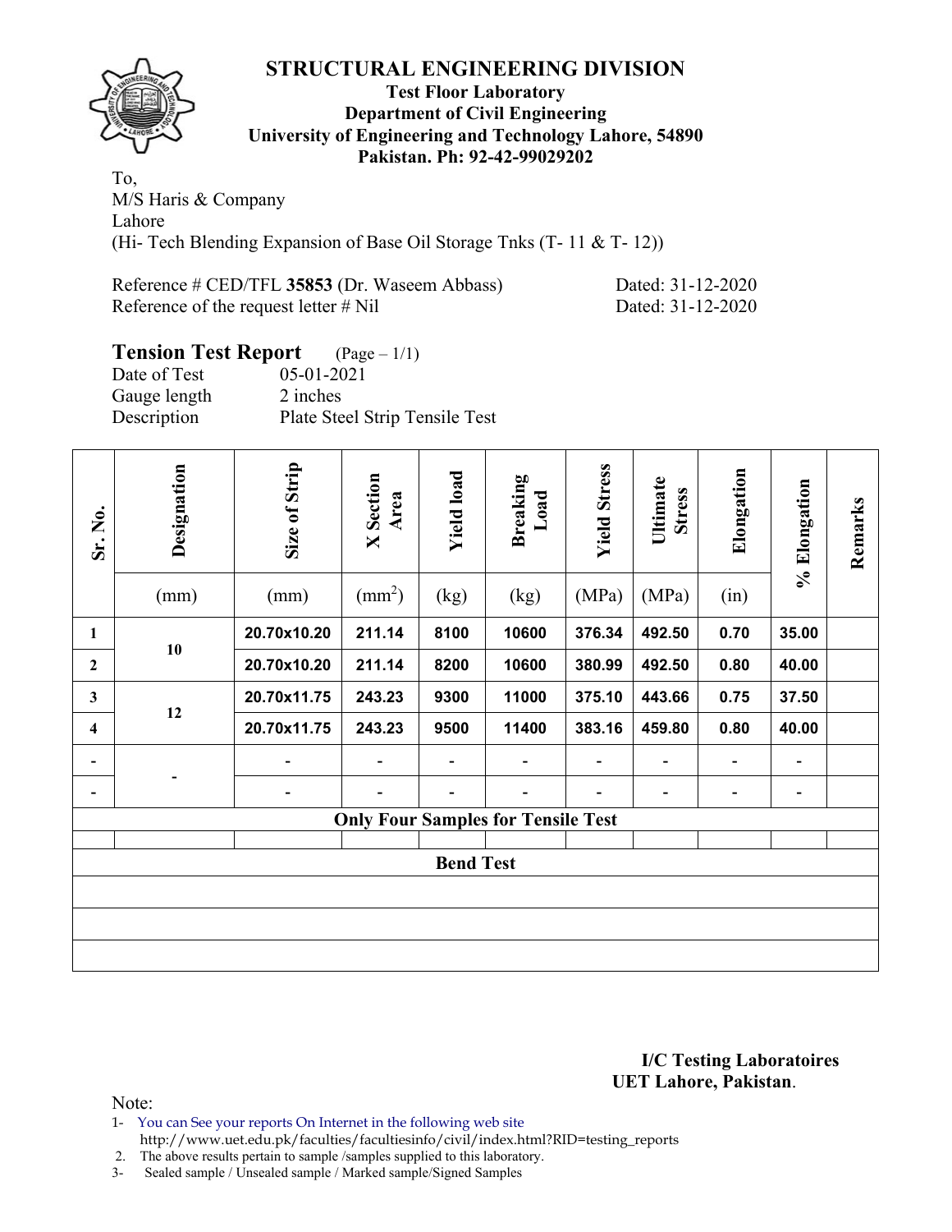# STRUCTURAL ENGINEERING DIVISION

**Test Floor Laboratory**
**Department of Civil Engineering**
**University of Engineering and Technology Lahore, 54890**
**Pakistan. Ph: 92-42-99029202**

To,
M/S Haris & Company
Lahore
(Hi- Tech Blending Expansion of Base Oil Storage Tnks (T- 11 & T- 12))

Reference # CED/TFL **35853** (Dr. Waseem Abbass) Dated: 31-12-2020
Reference of the request letter # Nil Dated: 31-12-2020

## Tension Test Report (Page – 1/1)

Date of Test 05-01-2021
Gauge length 2 inches
Description Plate Steel Strip Tensile Test

| Sr. No. | Designation (mm) | Size of Strip (mm) | X Section Area ($mm^2$) | Yield load (kg) | Breaking Load (kg) | Yield Stress (MPa) | Ultimate Stress (MPa) | Elongation (in) | % Elongation | Remarks |
|---|---|---|---|---|---|---|---|---|---|---|
| 1 | 10 | 20.70x10.20 | 211.14 | 8100 | 10600 | 376.34 | 492.50 | 0.70 | 35.00 | |
| 2 | | 20.70x10.20 | 211.14 | 8200 | 10600 | 380.99 | 492.50 | 0.80 | 40.00 | |
| 3 | 12 | 20.70x11.75 | 243.23 | 9300 | 11000 | 375.10 | 443.66 | 0.75 | 37.50 | |
| 4 | | 20.70x11.75 | 243.23 | 9500 | 11400 | 383.16 | 459.80 | 0.80 | 40.00 | |
| - | - | - | - | - | - | - | - | - | - | |
| - | | - | - | - | - | - | - | - | - | |
| **Only Four Samples for Tensile Test** | | | | | | | | | | |
| | | | | | | | | | | |
| **Bend Test** | | | | | | | | | | |
| | | | | | | | | | | |
| | | | | | | | | | | |
| | | | | | | | | | | |

**I/C Testing Laboratoires**
**UET Lahore, Pakistan**.

Note:
1- You can See your reports On Internet in the following web site
http://www.uet.edu.pk/faculties/facultiesinfo/civil/index.html?RID=testing_reports
2. The above results pertain to sample /samples supplied to this laboratory.
3- Sealed sample / Unsealed sample / Marked sample/Signed Samples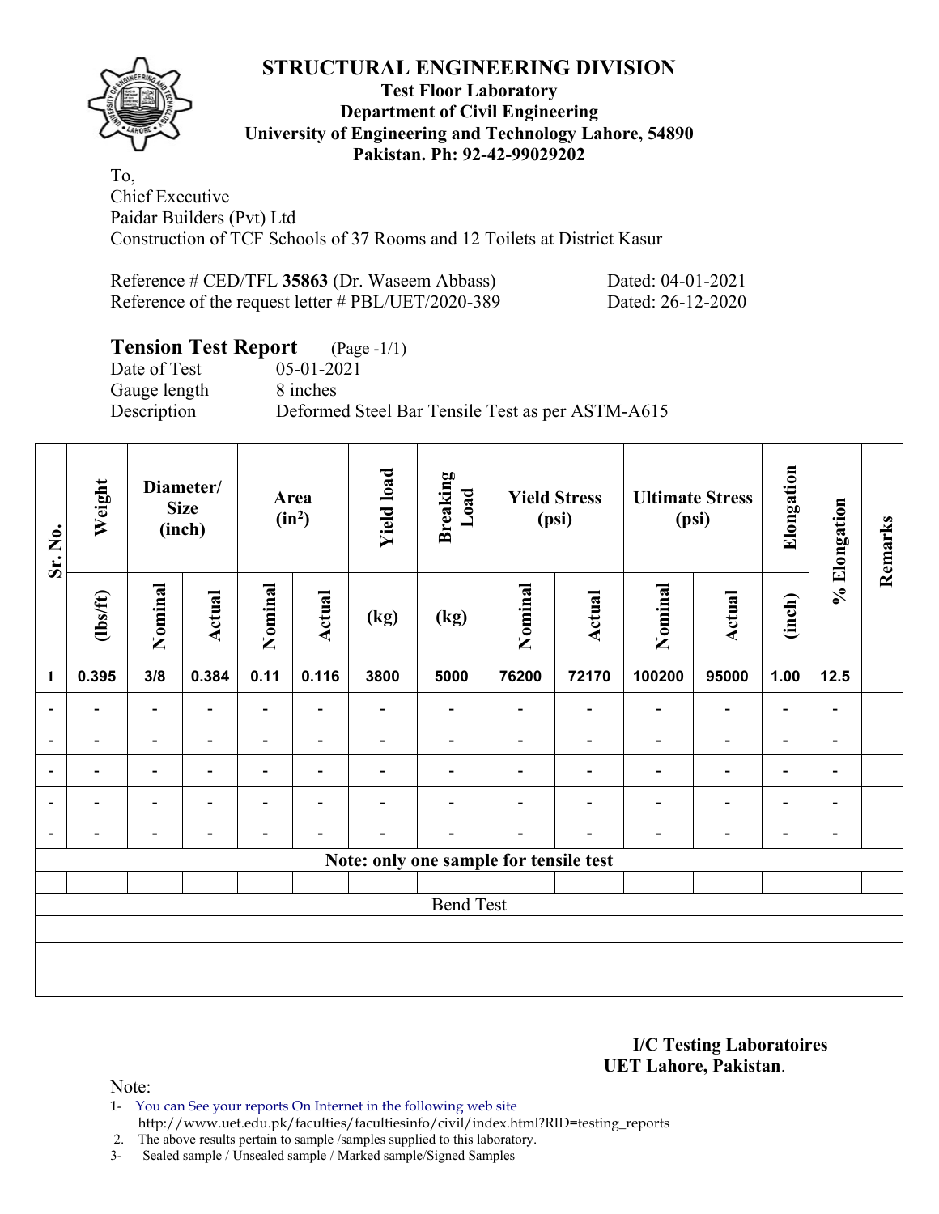# STRUCTURAL ENGINEERING DIVISION

**Test Floor Laboratory**
**Department of Civil Engineering**
**University of Engineering and Technology Lahore, 54890**
**Pakistan. Ph: 92-42-99029202**

To,
Chief Executive
Paidar Builders (Pvt) Ltd
Construction of TCF Schools of 37 Rooms and 12 Toilets at District Kasur

Reference # CED/TFL **35863** (Dr. Waseem Abbass) Dated: 04-01-2021
Reference of the request letter # PBL/UET/2020-389 Dated: 26-12-2020

## Tension Test Report (Page -1/1)

Date of Test 05-01-2021
Gauge length 8 inches
Description Deformed Steel Bar Tensile Test as per ASTM-A615

| Sr. No. | Weight | Diameter/ Size (inch) | | Area ($in^2$) | | Yield load | Breaking Load | Yield Stress (psi) | | Ultimate Stress (psi) | | Elongation | % Elongation | Remarks |
|---|---|---|---|---|---|---|---|---|---|---|---|---|---|---|
| | (lbs/ft) | Nominal | Actual | Nominal | Actual | (kg) | (kg) | Nominal | Actual | Nominal | Actual | (inch) | | |
| 1 | 0.395 | 3/8 | 0.384 | 0.11 | 0.116 | 3800 | 5000 | 76200 | 72170 | 100200 | 95000 | 1.00 | 12.5 | |
| - | - | - | - | - | - | - | - | - | - | - | - | - | - | |
| - | - | - | - | - | - | - | - | - | - | - | - | - | - | |
| - | - | - | - | - | - | - | - | - | - | - | - | - | - | |
| - | - | - | - | - | - | - | - | - | - | - | - | - | - | |
| - | - | - | - | - | - | - | - | - | - | - | - | - | - | |
| Note: only one sample for tensile test | | | | | | | | | | | | | | |
| | | | | | | | | | | | | | | |
| Bend Test | | | | | | | | | | | | | | |

**I/C Testing Laboratoires**
**UET Lahore, Pakistan**.

Note:
1- You can See your reports On Internet in the following web site
http://www.uet.edu.pk/faculties/facultiesinfo/civil/index.html?RID=testing_reports
2. The above results pertain to sample /samples supplied to this laboratory.
3- Sealed sample / Unsealed sample / Marked sample/Signed Samples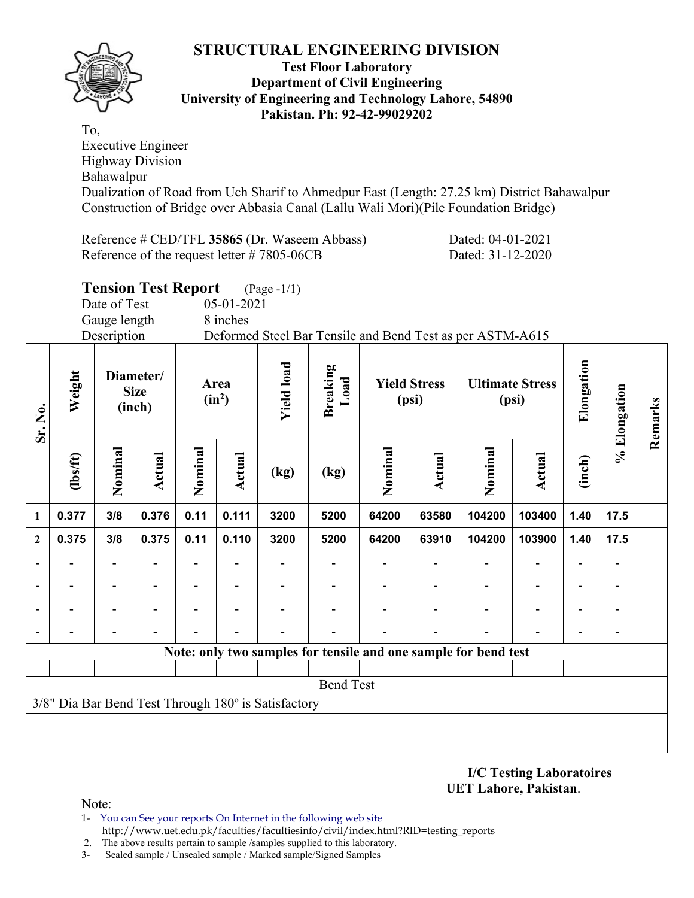# STRUCTURAL ENGINEERING DIVISION

**Test Floor Laboratory**
**Department of Civil Engineering**
**University of Engineering and Technology Lahore, 54890**
**Pakistan. Ph: 92-42-99029202**

To,
Executive Engineer
Highway Division
Bahawalpur
Dualization of Road from Uch Sharif to Ahmedpur East (Length: 27.25 km) District Bahawalpur
Construction of Bridge over Abbasia Canal (Lallu Wali Mori)(Pile Foundation Bridge)

Reference # CED/TFL **35865** (Dr. Waseem Abbass) Dated: 04-01-2021
Reference of the request letter # 7805-06CB Dated: 31-12-2020

## Tension Test Report (Page -1/1)

Date of Test 05-01-2021
Gauge length 8 inches
Description Deformed Steel Bar Tensile and Bend Test as per ASTM-A615

| Sr. No. | Weight | Diameter/ Size (inch) | | Area ($in^2$) | | Yield load | Breaking Load | Yield Stress (psi) | | Ultimate Stress (psi) | | Elongation | % Elongation | Remarks |
|---|---|---|---|---|---|---|---|---|---|---|---|---|---|---|
| | (lbs/ft) | Nominal | Actual | Nominal | Actual | (kg) | (kg) | Nominal | Actual | Nominal | Actual | (inch) | | |
| **1** | **0.377** | **3/8** | **0.376** | **0.11** | **0.111** | **3200** | **5200** | **64200** | **63580** | **104200** | **103400** | **1.40** | **17.5** | |
| **2** | **0.375** | **3/8** | **0.375** | **0.11** | **0.110** | **3200** | **5200** | **64200** | **63910** | **104200** | **103900** | **1.40** | **17.5** | |
| - | - | - | - | - | - | - | - | - | - | - | - | - | - | |
| - | - | - | - | - | - | - | - | - | - | - | - | - | - | |
| - | - | - | - | - | - | - | - | - | - | - | - | - | - | |
| - | - | - | - | - | - | - | - | - | - | - | - | - | - | |

**Note: only two samples for tensile and one sample for bend test**

Bend Test

3/8" Dia Bar Bend Test Through 180º is Satisfactory

**I/C Testing Laboratoires**
**UET Lahore, Pakistan**.

Note:
1- You can See your reports On Internet in the following web site
http://www.uet.edu.pk/faculties/facultiesinfo/civil/index.html?RID=testing_reports
2. The above results pertain to sample /samples supplied to this laboratory.
3- Sealed sample / Unsealed sample / Marked sample/Signed Samples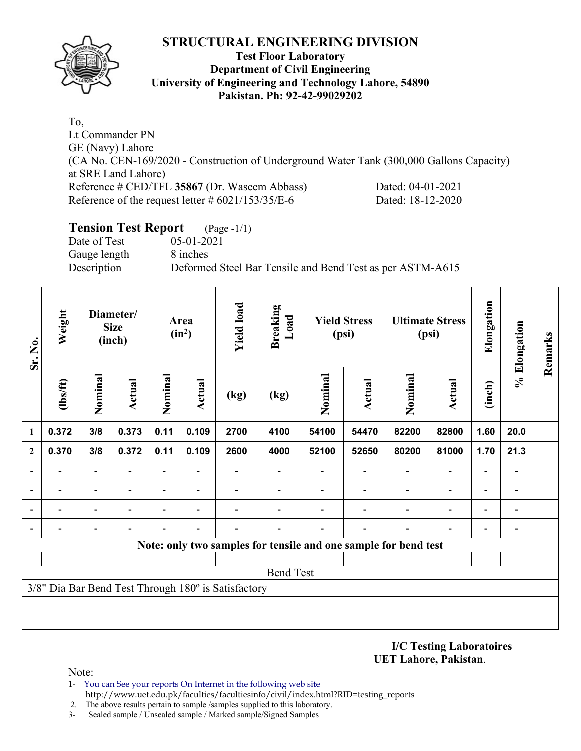# STRUCTURAL ENGINEERING DIVISION

**Test Floor Laboratory**
**Department of Civil Engineering**
**University of Engineering and Technology Lahore, 54890**
**Pakistan. Ph: 92-42-99029202**

To,
Lt Commander PN
GE (Navy) Lahore
(CA No. CEN-169/2020 - Construction of Underground Water Tank (300,000 Gallons Capacity) at SRE Land Lahore)
Reference # CED/TFL **35867** (Dr. Waseem Abbass) Dated: 04-01-2021
Reference of the request letter # 6021/153/35/E-6 Dated: 18-12-2020

## Tension Test Report (Page -1/1)

Date of Test 05-01-2021
Gauge length 8 inches
Description Deformed Steel Bar Tensile and Bend Test as per ASTM-A615

| Sr. No. | Weight | Diameter/ Size (inch) | | Area ($in^2$) | | Yield load | Breaking Load | Yield Stress (psi) | | Ultimate Stress (psi) | | Elongation | % Elongation | Remarks |
|---|---|---|---|---|---|---|---|---|---|---|---|---|---|---|
| | (lbs/ft) | Nominal | Actual | Nominal | Actual | (kg) | (kg) | Nominal | Actual | Nominal | Actual | (inch) | | |
| 1 | 0.372 | 3/8 | 0.373 | 0.11 | 0.109 | 2700 | 4100 | 54100 | 54470 | 82200 | 82800 | 1.60 | 20.0 | |
| 2 | 0.370 | 3/8 | 0.372 | 0.11 | 0.109 | 2600 | 4000 | 52100 | 52650 | 80200 | 81000 | 1.70 | 21.3 | |
| - | - | - | - | - | - | - | - | - | - | - | - | - | - | |
| - | - | - | - | - | - | - | - | - | - | - | - | - | - | |
| - | - | - | - | - | - | - | - | - | - | - | - | - | - | |
| - | - | - | - | - | - | - | - | - | - | - | - | - | - | |

**Note: only two samples for tensile and one sample for bend test**

Bend Test

3/8" Dia Bar Bend Test Through 180º is Satisfactory

**I/C Testing Laboratoires**
**UET Lahore, Pakistan**.

Note:
1- You can See your reports On Internet in the following web site
http://www.uet.edu.pk/faculties/facultiesinfo/civil/index.html?RID=testing_reports
2. The above results pertain to sample /samples supplied to this laboratory.
3- Sealed sample / Unsealed sample / Marked sample/Signed Samples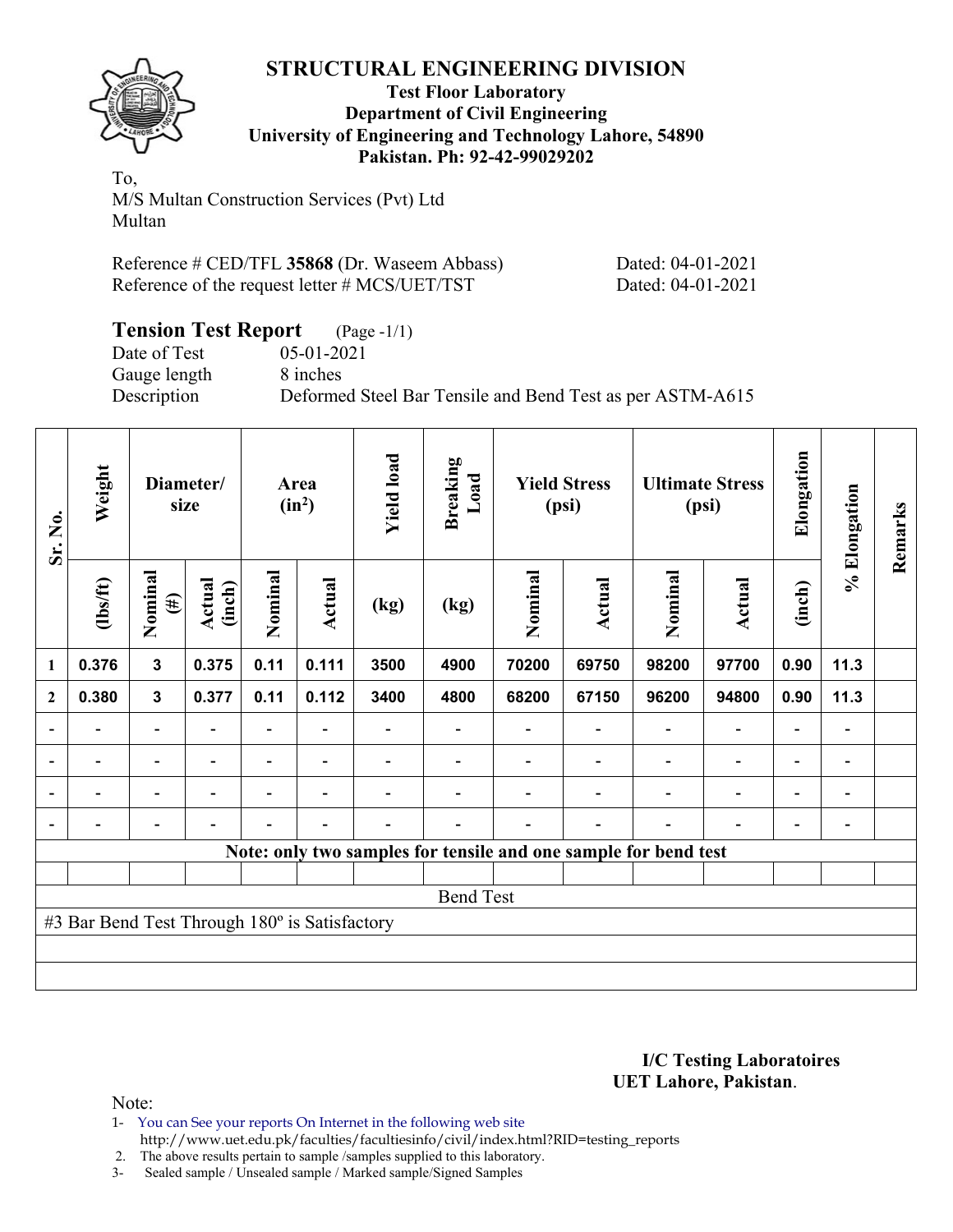# STRUCTURAL ENGINEERING DIVISION

**Test Floor Laboratory**
**Department of Civil Engineering**
**University of Engineering and Technology Lahore, 54890**
**Pakistan. Ph: 92-42-99029202**

To,
M/S Multan Construction Services (Pvt) Ltd
Multan

Reference # CED/TFL **35868** (Dr. Waseem Abbass) Dated: 04-01-2021
Reference of the request letter # MCS/UET/TST Dated: 04-01-2021

## Tension Test Report (Page -1/1)

Date of Test 05-01-2021
Gauge length 8 inches
Description Deformed Steel Bar Tensile and Bend Test as per ASTM-A615

| Sr. No. | Weight | Diameter/ size | | Area (in$^2$) | | Yield load | Breaking Load | Yield Stress (psi) | | Ultimate Stress (psi) | | Elongation | % Elongation | Remarks |
|---|---|---|---|---|---|---|---|---|---|---|---|---|---|---|
| | (lbs/ft) | Nominal (#) | Actual (inch) | Nominal | Actual | (kg) | (kg) | Nominal | Actual | Nominal | Actual | (inch) | | |
| 1 | 0.376 | 3 | 0.375 | 0.11 | 0.111 | 3500 | 4900 | 70200 | 69750 | 98200 | 97700 | 0.90 | 11.3 | |
| 2 | 0.380 | 3 | 0.377 | 0.11 | 0.112 | 3400 | 4800 | 68200 | 67150 | 96200 | 94800 | 0.90 | 11.3 | |
| - | - | - | - | - | - | - | - | - | - | - | - | - | - | |
| - | - | - | - | - | - | - | - | - | - | - | - | - | - | |
| - | - | - | - | - | - | - | - | - | - | - | - | - | - | |
| - | - | - | - | - | - | - | - | - | - | - | - | - | - | |

**Note: only two samples for tensile and one sample for bend test**

Bend Test

#3 Bar Bend Test Through 180º is Satisfactory

**I/C Testing Laboratoires**
**UET Lahore, Pakistan**.

Note:

1- You can See your reports On Internet in the following web site
http://www.uet.edu.pk/faculties/facultiesinfo/civil/index.html?RID=testing_reports

2. The above results pertain to sample /samples supplied to this laboratory.

3- Sealed sample / Unsealed sample / Marked sample/Signed Samples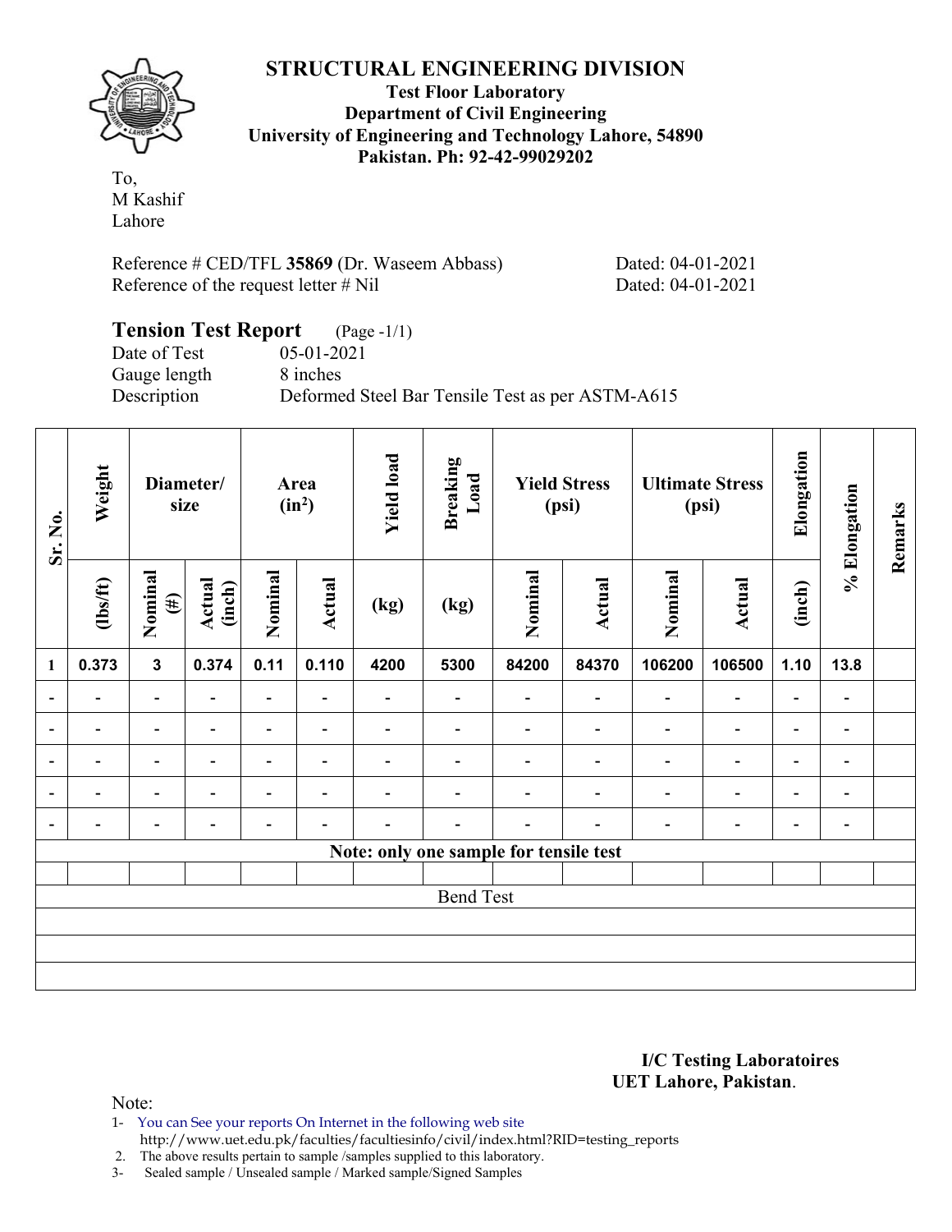# STRUCTURAL ENGINEERING DIVISION

**Test Floor Laboratory**
**Department of Civil Engineering**
**University of Engineering and Technology Lahore, 54890**
**Pakistan. Ph: 92-42-99029202**

To,
M Kashif
Lahore

Reference # CED/TFL **35869** (Dr. Waseem Abbass) Dated: 04-01-2021
Reference of the request letter # Nil Dated: 04-01-2021

## Tension Test Report (Page -1/1)

Date of Test 05-01-2021
Gauge length 8 inches
Description Deformed Steel Bar Tensile Test as per ASTM-A615

| Sr. No. | Weight | Diameter/ size | | Area ($in^2$) | | Yield load | Breaking Load | Yield Stress (psi) | | Ultimate Stress (psi) | | Elongation | % Elongation | Remarks |
|---|---|---|---|---|---|---|---|---|---|---|---|---|---|---|
| | (lbs/ft) | Nominal (#) | Actual (inch) | Nominal | Actual | (kg) | (kg) | Nominal | Actual | Nominal | Actual | (inch) | | |
| 1 | 0.373 | 3 | 0.374 | 0.11 | 0.110 | 4200 | 5300 | 84200 | 84370 | 106200 | 106500 | 1.10 | 13.8 | |
| - | - | - | - | - | - | - | - | - | - | - | - | - | - | |
| - | - | - | - | - | - | - | - | - | - | - | - | - | - | |
| - | - | - | - | - | - | - | - | - | - | - | - | - | - | |
| - | - | - | - | - | - | - | - | - | - | - | - | - | - | |
| - | - | - | - | - | - | - | - | - | - | - | - | - | - | |
| Note: only one sample for tensile test | | | | | | | | | | | | | | |
| | | | | | | | | | | | | | | |
| Bend Test | | | | | | | | | | | | | | |
| | | | | | | | | | | | | | | |
| | | | | | | | | | | | | | | |
| | | | | | | | | | | | | | | |

**I/C Testing Laboratoires**
**UET Lahore, Pakistan**.

Note:
1- You can See your reports On Internet in the following web site
http://www.uet.edu.pk/faculties/facultiesinfo/civil/index.html?RID=testing_reports
2. The above results pertain to sample /samples supplied to this laboratory.
3- Sealed sample / Unsealed sample / Marked sample/Signed Samples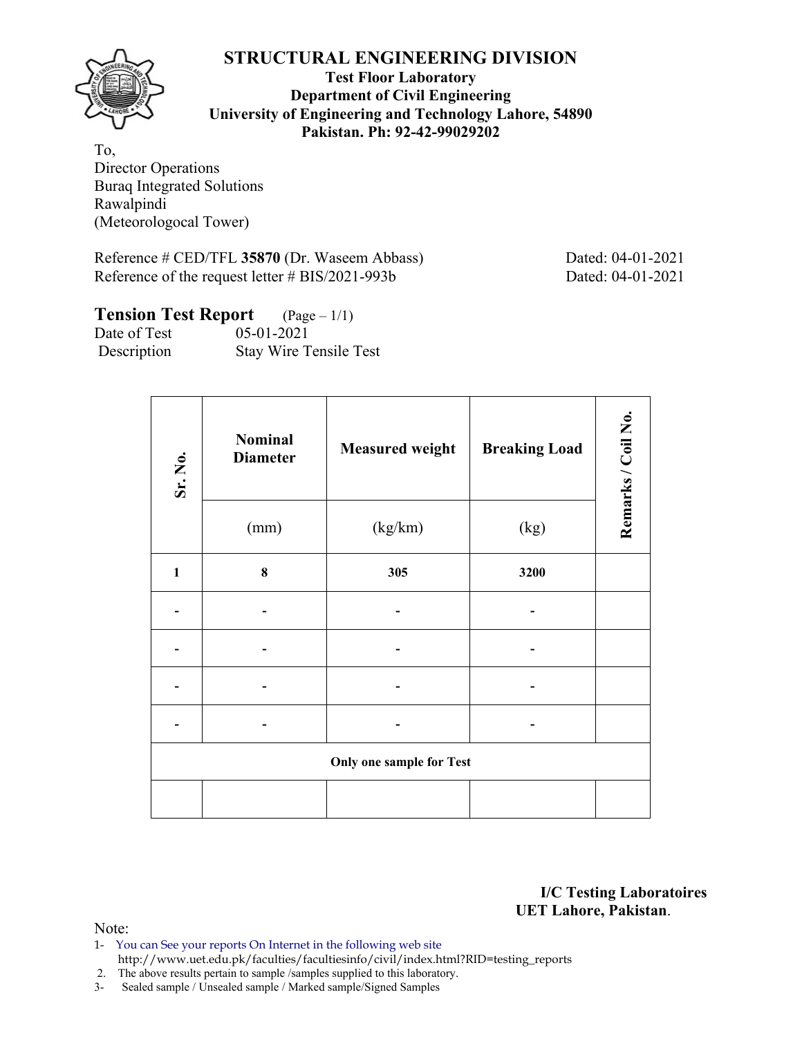# STRUCTURAL ENGINEERING DIVISION

**Test Floor Laboratory**
**Department of Civil Engineering**
**University of Engineering and Technology Lahore, 54890**
**Pakistan. Ph: 92-42-99029202**

To,
Director Operations
Buraq Integrated Solutions
Rawalpindi
(Meteorologocal Tower)

Reference # CED/TFL **35870** (Dr. Waseem Abbass) Dated: 04-01-2021
Reference of the request letter # BIS/2021-993b Dated: 04-01-2021

## Tension Test Report (Page – 1/1)

Date of Test 05-01-2021
Description Stay Wire Tensile Test

| Sr. No. | Nominal Diameter | Measured weight | Breaking Load | Remarks / Coil No. |
|---|---|---|---|---|
| | (mm) | (kg/km) | (kg) | |
| **1** | **8** | **305** | **3200** | |
| - | - | - | - | |
| - | - | - | - | |
| - | - | - | - | |
| - | - | - | - | |
| **Only one sample for Test** | | | | |
| | | | | |

**I/C Testing Laboratoires**
**UET Lahore, Pakistan**.

Note:
1- You can See your reports On Internet in the following web site
http://www.uet.edu.pk/faculties/facultiesinfo/civil/index.html?RID=testing_reports
2. The above results pertain to sample /samples supplied to this laboratory.
3- Sealed sample / Unsealed sample / Marked sample/Signed Samples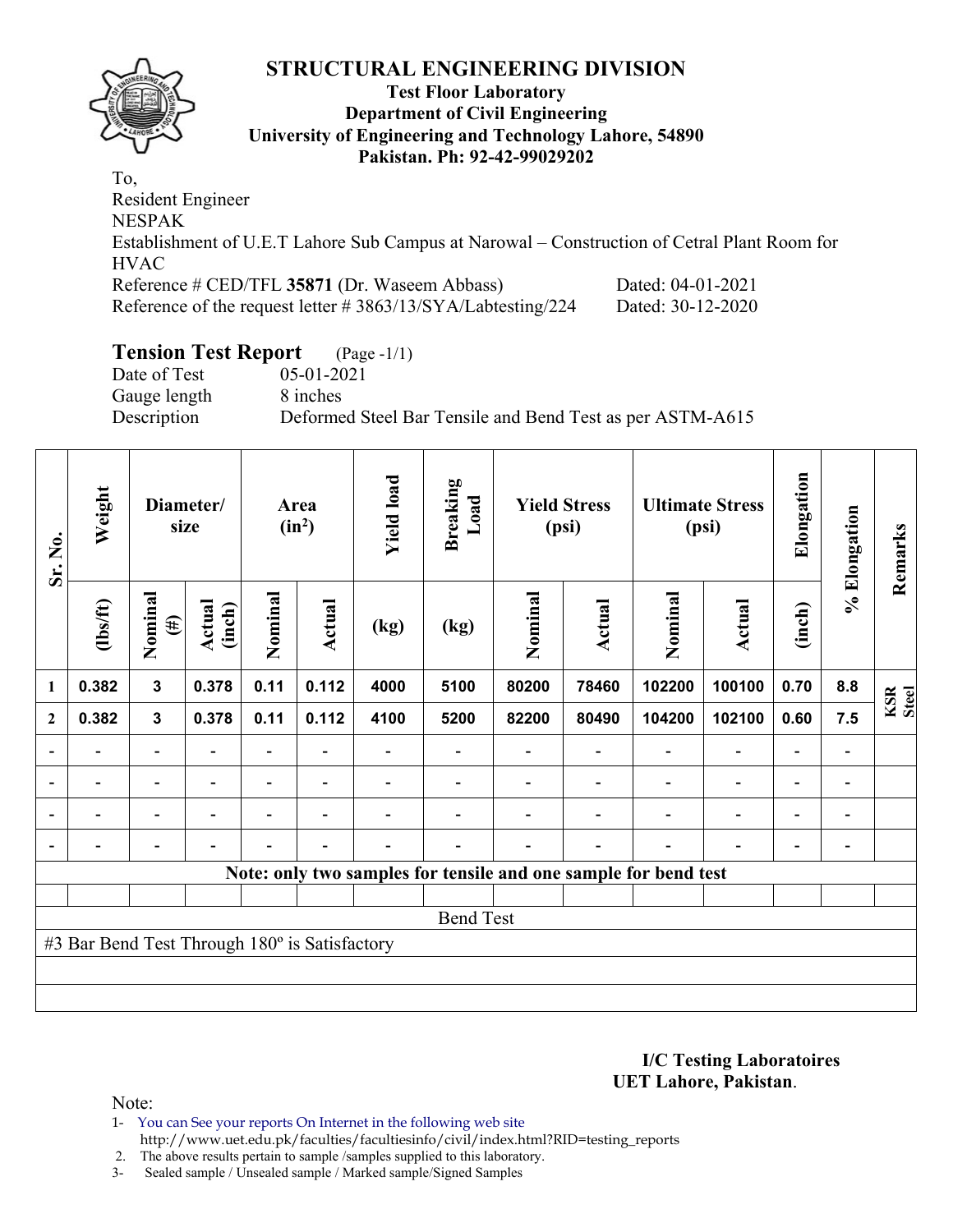# STRUCTURAL ENGINEERING DIVISION

**Test Floor Laboratory**
**Department of Civil Engineering**
**University of Engineering and Technology Lahore, 54890**
**Pakistan. Ph: 92-42-99029202**

To,
Resident Engineer
NESPAK
Establishment of U.E.T Lahore Sub Campus at Narowal – Construction of Cetral Plant Room for HVAC
Reference # CED/TFL **35871** (Dr. Waseem Abbass) Dated: 04-01-2021
Reference of the request letter # 3863/13/SYA/Labtesting/224 Dated: 30-12-2020

## Tension Test Report (Page -1/1)

Date of Test 05-01-2021
Gauge length 8 inches
Description Deformed Steel Bar Tensile and Bend Test as per ASTM-A615

| Sr. No. | Weight | Diameter/ size | | Area (in²) | | Yield load | Breaking Load | Yield Stress (psi) | | Ultimate Stress (psi) | | Elongation | % Elongation | Remarks |
|---|---|---|---|---|---|---|---|---|---|---|---|---|---|---|
| | (lbs/ft) | Nominal (#) | Actual (inch) | Nominal | Actual | (kg) | (kg) | Nominal | Actual | Nominal | Actual | (inch) | | |
| 1 | 0.382 | 3 | 0.378 | 0.11 | 0.112 | 4000 | 5100 | 80200 | 78460 | 102200 | 100100 | 0.70 | 8.8 | KSR Steel |
| 2 | 0.382 | 3 | 0.378 | 0.11 | 0.112 | 4100 | 5200 | 82200 | 80490 | 104200 | 102100 | 0.60 | 7.5 | |
| - | - | - | - | - | - | - | - | - | - | - | - | - | - | |
| - | - | - | - | - | - | - | - | - | - | - | - | - | - | |
| - | - | - | - | - | - | - | - | - | - | - | - | - | - | |
| - | - | - | - | - | - | - | - | - | - | - | - | - | - | |
| **Note: only two samples for tensile and one sample for bend test** | | | | | | | | | | | | | | |
| | | | | | | | | | | | | | | |
| Bend Test | | | | | | | | | | | | | | |
| #3 Bar Bend Test Through 180º is Satisfactory | | | | | | | | | | | | | | |

**I/C Testing Laboratoires**
**UET Lahore, Pakistan**.

Note:
1- You can See your reports On Internet in the following web site
http://www.uet.edu.pk/faculties/facultiesinfo/civil/index.html?RID=testing_reports
2. The above results pertain to sample /samples supplied to this laboratory.
3- Sealed sample / Unsealed sample / Marked sample/Signed Samples